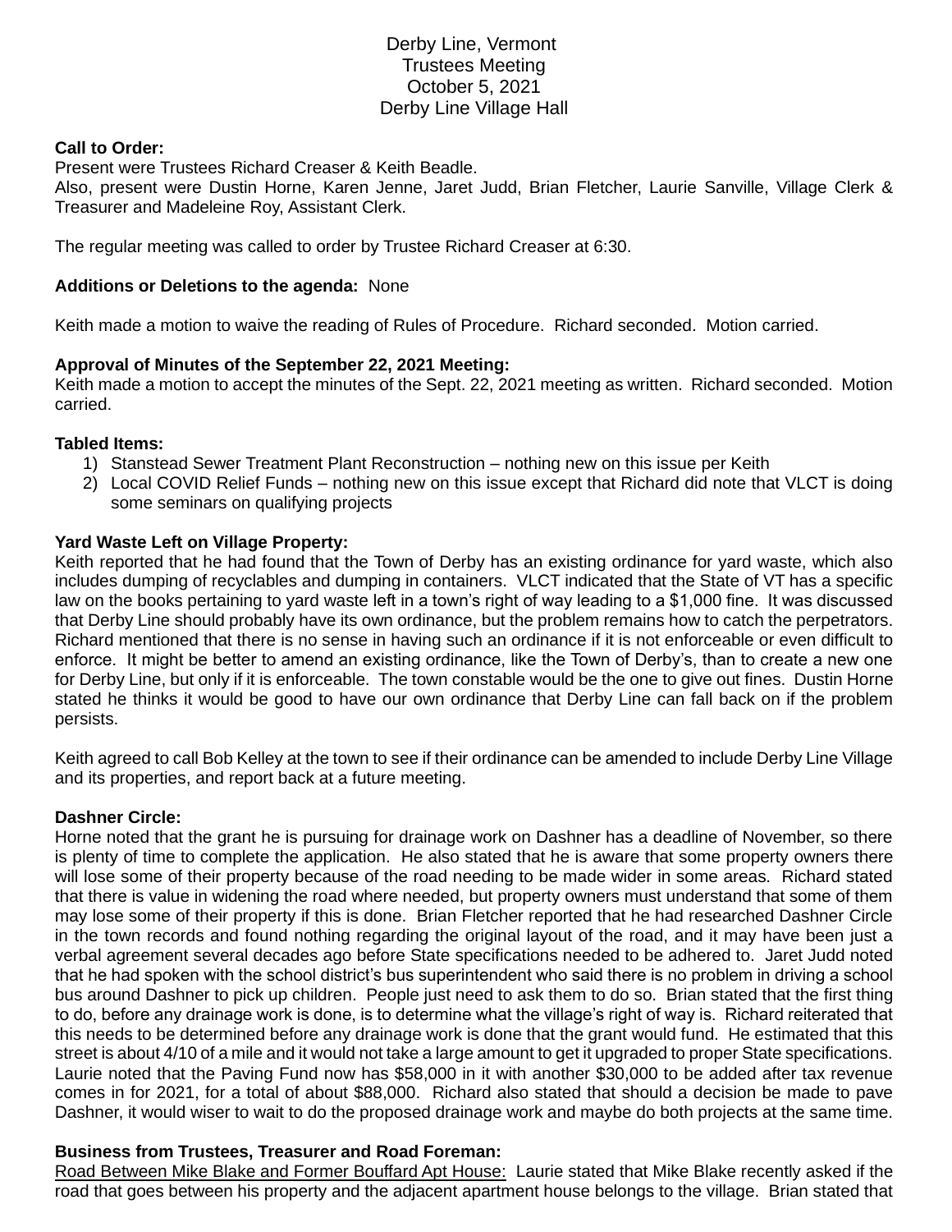# Derby Line, Vermont
## Trustees Meeting
## October 5, 2021
## Derby Line Village Hall

**Call to Order:**
Present were Trustees Richard Creaser & Keith Beadle.
Also, present were Dustin Horne, Karen Jenne, Jaret Judd, Brian Fletcher, Laurie Sanville, Village Clerk & Treasurer and Madeleine Roy, Assistant Clerk.

The regular meeting was called to order by Trustee Richard Creaser at 6:30.

**Additions or Deletions to the agenda:** None

Keith made a motion to waive the reading of Rules of Procedure. Richard seconded. Motion carried.

**Approval of Minutes of the September 22, 2021 Meeting:**
Keith made a motion to accept the minutes of the Sept. 22, 2021 meeting as written. Richard seconded. Motion carried.

**Tabled Items:**
1) Stanstead Sewer Treatment Plant Reconstruction – nothing new on this issue per Keith
2) Local COVID Relief Funds – nothing new on this issue except that Richard did note that VLCT is doing some seminars on qualifying projects

**Yard Waste Left on Village Property:**
Keith reported that he had found that the Town of Derby has an existing ordinance for yard waste, which also includes dumping of recyclables and dumping in containers. VLCT indicated that the State of VT has a specific law on the books pertaining to yard waste left in a town's right of way leading to a $1,000 fine. It was discussed that Derby Line should probably have its own ordinance, but the problem remains how to catch the perpetrators. Richard mentioned that there is no sense in having such an ordinance if it is not enforceable or even difficult to enforce. It might be better to amend an existing ordinance, like the Town of Derby's, than to create a new one for Derby Line, but only if it is enforceable. The town constable would be the one to give out fines. Dustin Horne stated he thinks it would be good to have our own ordinance that Derby Line can fall back on if the problem persists.

Keith agreed to call Bob Kelley at the town to see if their ordinance can be amended to include Derby Line Village and its properties, and report back at a future meeting.

**Dashner Circle:**
Horne noted that the grant he is pursuing for drainage work on Dashner has a deadline of November, so there is plenty of time to complete the application. He also stated that he is aware that some property owners there will lose some of their property because of the road needing to be made wider in some areas. Richard stated that there is value in widening the road where needed, but property owners must understand that some of them may lose some of their property if this is done. Brian Fletcher reported that he had researched Dashner Circle in the town records and found nothing regarding the original layout of the road, and it may have been just a verbal agreement several decades ago before State specifications needed to be adhered to. Jaret Judd noted that he had spoken with the school district's bus superintendent who said there is no problem in driving a school bus around Dashner to pick up children. People just need to ask them to do so. Brian stated that the first thing to do, before any drainage work is done, is to determine what the village's right of way is. Richard reiterated that this needs to be determined before any drainage work is done that the grant would fund. He estimated that this street is about 4/10 of a mile and it would not take a large amount to get it upgraded to proper State specifications. Laurie noted that the Paving Fund now has $58,000 in it with another $30,000 to be added after tax revenue comes in for 2021, for a total of about $88,000. Richard also stated that should a decision be made to pave Dashner, it would wiser to wait to do the proposed drainage work and maybe do both projects at the same time.

**Business from Trustees, Treasurer and Road Foreman:**
<u>Road Between Mike Blake and Former Bouffard Apt House:</u> Laurie stated that Mike Blake recently asked if the road that goes between his property and the adjacent apartment house belongs to the village. Brian stated that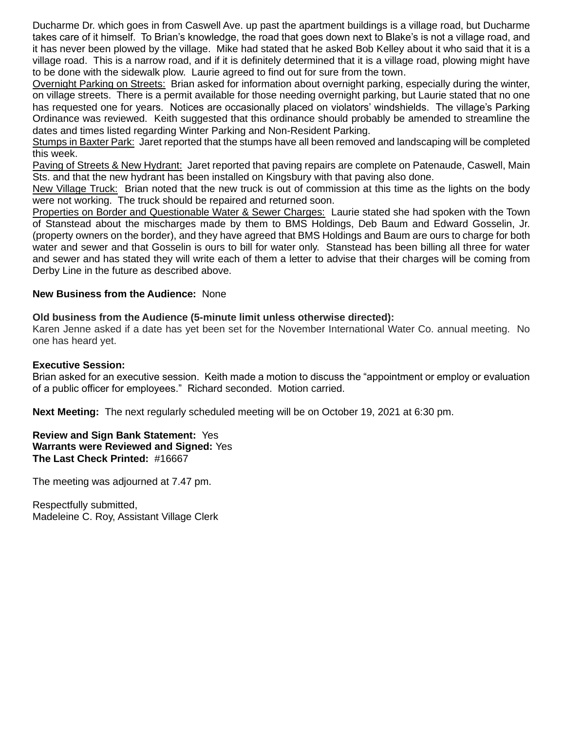Ducharme Dr. which goes in from Caswell Ave. up past the apartment buildings is a village road, but Ducharme takes care of it himself. To Brian's knowledge, the road that goes down next to Blake's is not a village road, and it has never been plowed by the village. Mike had stated that he asked Bob Kelley about it who said that it is a village road. This is a narrow road, and if it is definitely determined that it is a village road, plowing might have to be done with the sidewalk plow. Laurie agreed to find out for sure from the town.

Overnight Parking on Streets: Brian asked for information about overnight parking, especially during the winter, on village streets. There is a permit available for those needing overnight parking, but Laurie stated that no one has requested one for years. Notices are occasionally placed on violators' windshields. The village's Parking Ordinance was reviewed. Keith suggested that this ordinance should probably be amended to streamline the dates and times listed regarding Winter Parking and Non-Resident Parking.

Stumps in Baxter Park: Jaret reported that the stumps have all been removed and landscaping will be completed this week.

Paving of Streets & New Hydrant: Jaret reported that paving repairs are complete on Patenaude, Caswell, Main Sts. and that the new hydrant has been installed on Kingsbury with that paving also done.

New Village Truck: Brian noted that the new truck is out of commission at this time as the lights on the body were not working. The truck should be repaired and returned soon.

Properties on Border and Questionable Water & Sewer Charges: Laurie stated she had spoken with the Town of Stanstead about the mischarges made by them to BMS Holdings, Deb Baum and Edward Gosselin, Jr. (property owners on the border), and they have agreed that BMS Holdings and Baum are ours to charge for both water and sewer and that Gosselin is ours to bill for water only. Stanstead has been billing all three for water and sewer and has stated they will write each of them a letter to advise that their charges will be coming from Derby Line in the future as described above.

**New Business from the Audience:** None

**Old business from the Audience (5-minute limit unless otherwise directed):**
Karen Jenne asked if a date has yet been set for the November International Water Co. annual meeting. No one has heard yet.

**Executive Session:**
Brian asked for an executive session. Keith made a motion to discuss the "appointment or employ or evaluation of a public officer for employees." Richard seconded. Motion carried.

**Next Meeting:** The next regularly scheduled meeting will be on October 19, 2021 at 6:30 pm.

**Review and Sign Bank Statement:** Yes
**Warrants were Reviewed and Signed:** Yes
**The Last Check Printed:** #16667

The meeting was adjourned at 7.47 pm.

Respectfully submitted,
Madeleine C. Roy, Assistant Village Clerk